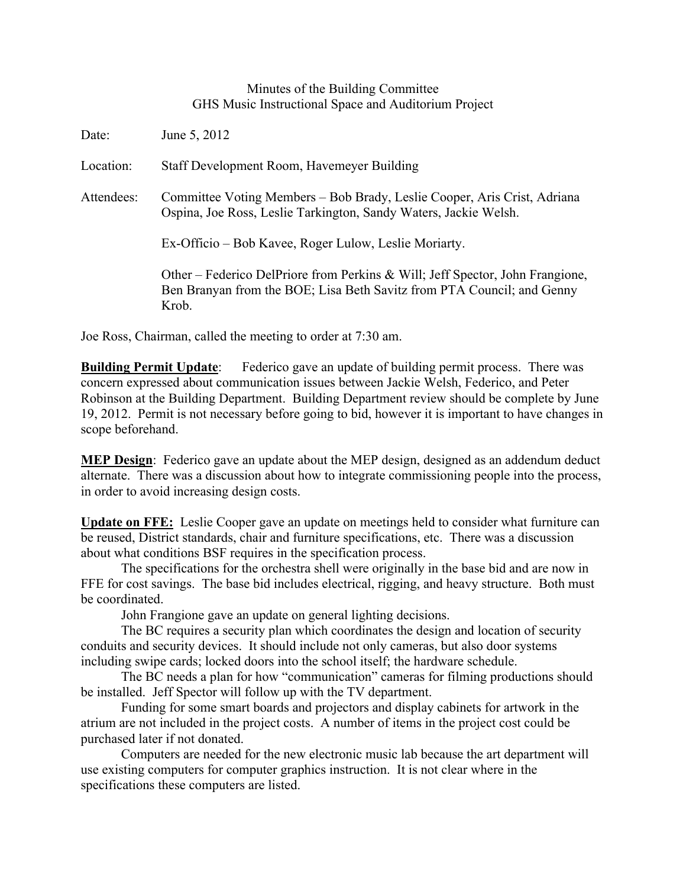Minutes of the Building Committee
GHS Music Instructional Space and Auditorium Project

Date: June 5, 2012

Location: Staff Development Room, Havemeyer Building

Attendees: Committee Voting Members – Bob Brady, Leslie Cooper, Aris Crist, Adriana Ospina, Joe Ross, Leslie Tarkington, Sandy Waters, Jackie Welsh.

Ex-Officio – Bob Kavee, Roger Lulow, Leslie Moriarty.

Other – Federico DelPriore from Perkins & Will; Jeff Spector, John Frangione, Ben Branyan from the BOE; Lisa Beth Savitz from PTA Council; and Genny Krob.

Joe Ross, Chairman, called the meeting to order at 7:30 am.

**Building Permit Update**: Federico gave an update of building permit process. There was concern expressed about communication issues between Jackie Welsh, Federico, and Peter Robinson at the Building Department. Building Department review should be complete by June 19, 2012. Permit is not necessary before going to bid, however it is important to have changes in scope beforehand.

**MEP Design**: Federico gave an update about the MEP design, designed as an addendum deduct alternate. There was a discussion about how to integrate commissioning people into the process, in order to avoid increasing design costs.

**Update on FFE:** Leslie Cooper gave an update on meetings held to consider what furniture can be reused, District standards, chair and furniture specifications, etc. There was a discussion about what conditions BSF requires in the specification process.

The specifications for the orchestra shell were originally in the base bid and are now in FFE for cost savings. The base bid includes electrical, rigging, and heavy structure. Both must be coordinated.

John Frangione gave an update on general lighting decisions.

The BC requires a security plan which coordinates the design and location of security conduits and security devices. It should include not only cameras, but also door systems including swipe cards; locked doors into the school itself; the hardware schedule.

The BC needs a plan for how "communication" cameras for filming productions should be installed. Jeff Spector will follow up with the TV department.

Funding for some smart boards and projectors and display cabinets for artwork in the atrium are not included in the project costs. A number of items in the project cost could be purchased later if not donated.

Computers are needed for the new electronic music lab because the art department will use existing computers for computer graphics instruction. It is not clear where in the specifications these computers are listed.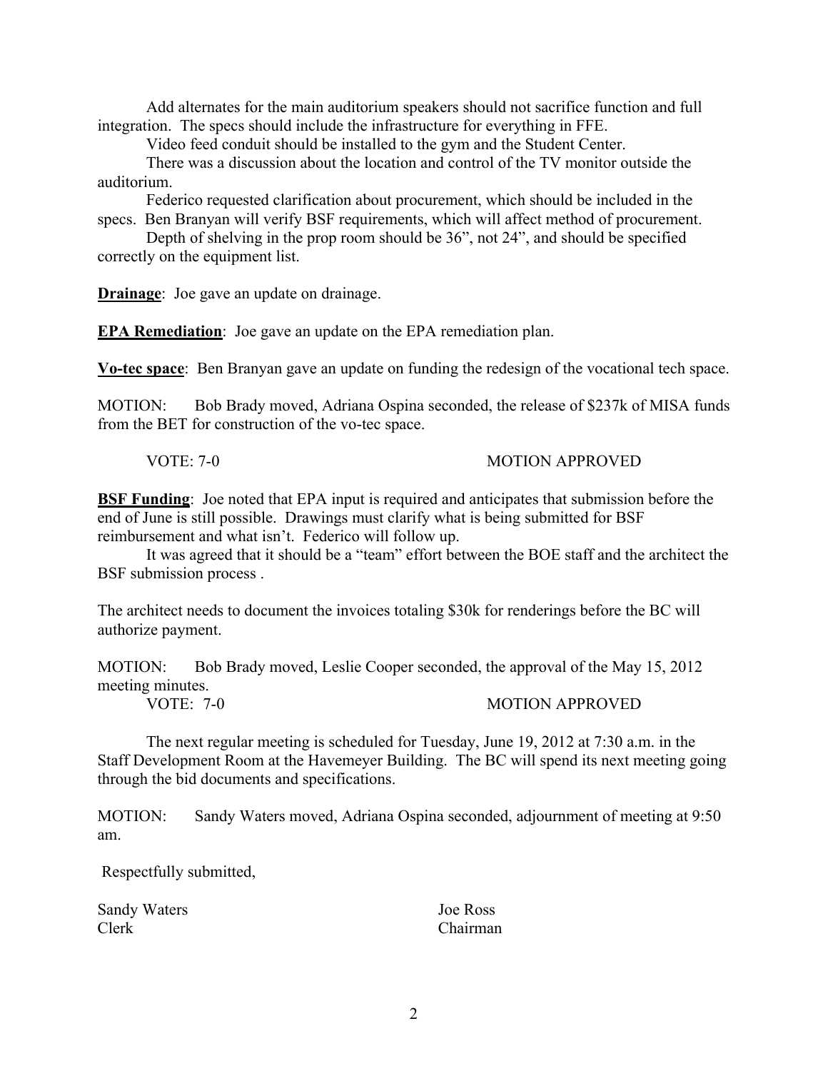Add alternates for the main auditorium speakers should not sacrifice function and full integration. The specs should include the infrastructure for everything in FFE.

Video feed conduit should be installed to the gym and the Student Center.

There was a discussion about the location and control of the TV monitor outside the auditorium.

Federico requested clarification about procurement, which should be included in the specs. Ben Branyan will verify BSF requirements, which will affect method of procurement.

Depth of shelving in the prop room should be 36", not 24", and should be specified correctly on the equipment list.

**Drainage**: Joe gave an update on drainage.

**EPA Remediation**: Joe gave an update on the EPA remediation plan.

**Vo-tec space**: Ben Branyan gave an update on funding the redesign of the vocational tech space.

MOTION: Bob Brady moved, Adriana Ospina seconded, the release of $237k of MISA funds from the BET for construction of the vo-tec space.

VOTE: 7-0 MOTION APPROVED

**BSF Funding**: Joe noted that EPA input is required and anticipates that submission before the end of June is still possible. Drawings must clarify what is being submitted for BSF reimbursement and what isn't. Federico will follow up.

It was agreed that it should be a "team" effort between the BOE staff and the architect the BSF submission process .

The architect needs to document the invoices totaling $30k for renderings before the BC will authorize payment.

MOTION: Bob Brady moved, Leslie Cooper seconded, the approval of the May 15, 2012 meeting minutes.

VOTE: 7-0 MOTION APPROVED

The next regular meeting is scheduled for Tuesday, June 19, 2012 at 7:30 a.m. in the Staff Development Room at the Havemeyer Building. The BC will spend its next meeting going through the bid documents and specifications.

MOTION: Sandy Waters moved, Adriana Ospina seconded, adjournment of meeting at 9:50 am.

Respectfully submitted,

Sandy Waters
Clerk

Joe Ross
Chairman